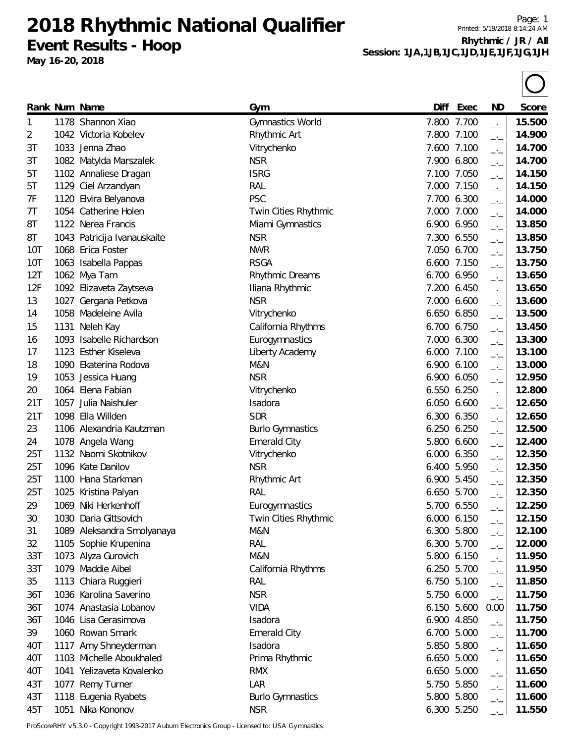# 2018 Rhythmic National Qualifier

## Event Results - Hoop

**May 16-20, 2018**

Printed: 5/19/2018 8:14:24 AM

**Rhythmic / JR / All**

**Session: 1JA,1JB,1JC,1JD,1JE,1JF,1JG,1JH**

| Rank | Num | Name | Gym | Diff | Exec | ND | Score |
|---|---|---|---|---|---|---|---|
| 1 | 1178 | Shannon Xiao | Gymnastics World | 7.800 | 7.700 | _._ | **15.500** |
| 2 | 1042 | Victoria Kobelev | Rhythmic Art | 7.800 | 7.100 | _._ | **14.900** |
| 3T | 1033 | Jenna Zhao | Vitrychenko | 7.600 | 7.100 | _._ | **14.700** |
| 3T | 1082 | Matylda Marszalek | NSR | 7.900 | 6.800 | _._ | **14.700** |
| 5T | 1102 | Annaliese Dragan | ISRG | 7.100 | 7.050 | _._ | **14.150** |
| 5T | 1129 | Ciel Arzandyan | RAL | 7.000 | 7.150 | _._ | **14.150** |
| 7F | 1120 | Elvira Belyanova | PSC | 7.700 | 6.300 | _._ | **14.000** |
| 7T | 1054 | Catherine Holen | Twin Cities Rhythmic | 7.000 | 7.000 | _._ | **14.000** |
| 8T | 1122 | Nerea Francis | Miami Gymnastics | 6.900 | 6.950 | _._ | **13.850** |
| 8T | 1043 | Patricija Ivanauskaite | NSR | 7.300 | 6.550 | _._ | **13.850** |
| 10T | 1068 | Erica Foster | NWR | 7.050 | 6.700 | _._ | **13.750** |
| 10T | 1063 | Isabella Pappas | RSGA | 6.600 | 7.150 | _._ | **13.750** |
| 12T | 1062 | Mya Tam | Rhythmic Dreams | 6.700 | 6.950 | _._ | **13.650** |
| 12F | 1092 | Elizaveta Zaytseva | Iliana Rhythmic | 7.200 | 6.450 | _._ | **13.650** |
| 13 | 1027 | Gergana Petkova | NSR | 7.000 | 6.600 | _._ | **13.600** |
| 14 | 1058 | Madeleine Avila | Vitrychenko | 6.650 | 6.850 | _._ | **13.500** |
| 15 | 1131 | Neleh Kay | California Rhythms | 6.700 | 6.750 | _._ | **13.450** |
| 16 | 1093 | Isabelle Richardson | Eurogymnastics | 7.000 | 6.300 | _._ | **13.300** |
| 17 | 1123 | Esther Kiseleva | Liberty Academy | 6.000 | 7.100 | _._ | **13.100** |
| 18 | 1090 | Ekaterina Rodova | M&N | 6.900 | 6.100 | _._ | **13.000** |
| 19 | 1053 | Jessica Huang | NSR | 6.900 | 6.050 | _._ | **12.950** |
| 20 | 1064 | Elena Fabian | Vitrychenko | 6.550 | 6.250 | _._ | **12.800** |
| 21T | 1057 | Julia Naishuler | Isadora | 6.050 | 6.600 | _._ | **12.650** |
| 21T | 1098 | Ella Willden | SDR | 6.300 | 6.350 | _._ | **12.650** |
| 23 | 1106 | Alexandria Kautzman | Burlo Gymnastics | 6.250 | 6.250 | _._ | **12.500** |
| 24 | 1078 | Angela Wang | Emerald City | 5.800 | 6.600 | _._ | **12.400** |
| 25T | 1132 | Naomi Skotnikov | Vitrychenko | 6.000 | 6.350 | _._ | **12.350** |
| 25T | 1096 | Kate Danilov | NSR | 6.400 | 5.950 | _._ | **12.350** |
| 25T | 1100 | Hana Starkman | Rhythmic Art | 6.900 | 5.450 | _._ | **12.350** |
| 25T | 1025 | Kristina Palyan | RAL | 6.650 | 5.700 | _._ | **12.350** |
| 29 | 1069 | Niki Herkenhoff | Eurogymnastics | 5.700 | 6.550 | _._ | **12.250** |
| 30 | 1030 | Daria Gittsovich | Twin Cities Rhythmic | 6.000 | 6.150 | _._ | **12.150** |
| 31 | 1089 | Aleksandra Smolyanaya | M&N | 6.300 | 5.800 | _._ | **12.100** |
| 32 | 1105 | Sophie Krupenina | RAL | 6.300 | 5.700 | _._ | **12.000** |
| 33T | 1073 | Alyza Gurovich | M&N | 5.800 | 6.150 | _._ | **11.950** |
| 33T | 1079 | Maddie Aibel | California Rhythms | 6.250 | 5.700 | _._ | **11.950** |
| 35 | 1113 | Chiara Ruggieri | RAL | 6.750 | 5.100 | _._ | **11.850** |
| 36T | 1036 | Karolina Saverino | NSR | 5.750 | 6.000 | _._ | **11.750** |
| 36T | 1074 | Anastasia Lobanov | VIDA | 6.150 | 5.600 | 0.00 | **11.750** |
| 36T | 1046 | Lisa Gerasimova | Isadora | 6.900 | 4.850 | _._ | **11.750** |
| 39 | 1060 | Rowan Smark | Emerald City | 6.700 | 5.000 | _._ | **11.700** |
| 40T | 1117 | Amy Shneyderman | Isadora | 5.850 | 5.800 | _._ | **11.650** |
| 40T | 1103 | Michelle Aboukhaled | Prima Rhythmic | 6.650 | 5.000 | _._ | **11.650** |
| 40T | 1041 | Yelizaveta Kovalenko | RMX | 6.650 | 5.000 | _._ | **11.650** |
| 43T | 1077 | Remy Turner | LAR | 5.750 | 5.850 | _._ | **11.600** |
| 43T | 1118 | Eugenia Ryabets | Burlo Gymnastics | 5.800 | 5.800 | _._ | **11.600** |
| 45T | 1051 | Nika Kononov | NSR | 6.300 | 5.250 | _._ | **11.550** |

ProScoreRHY v5.3.0 - Copyright 1993-2017 Auburn Electronics Group - Licensed to: USA Gymnastics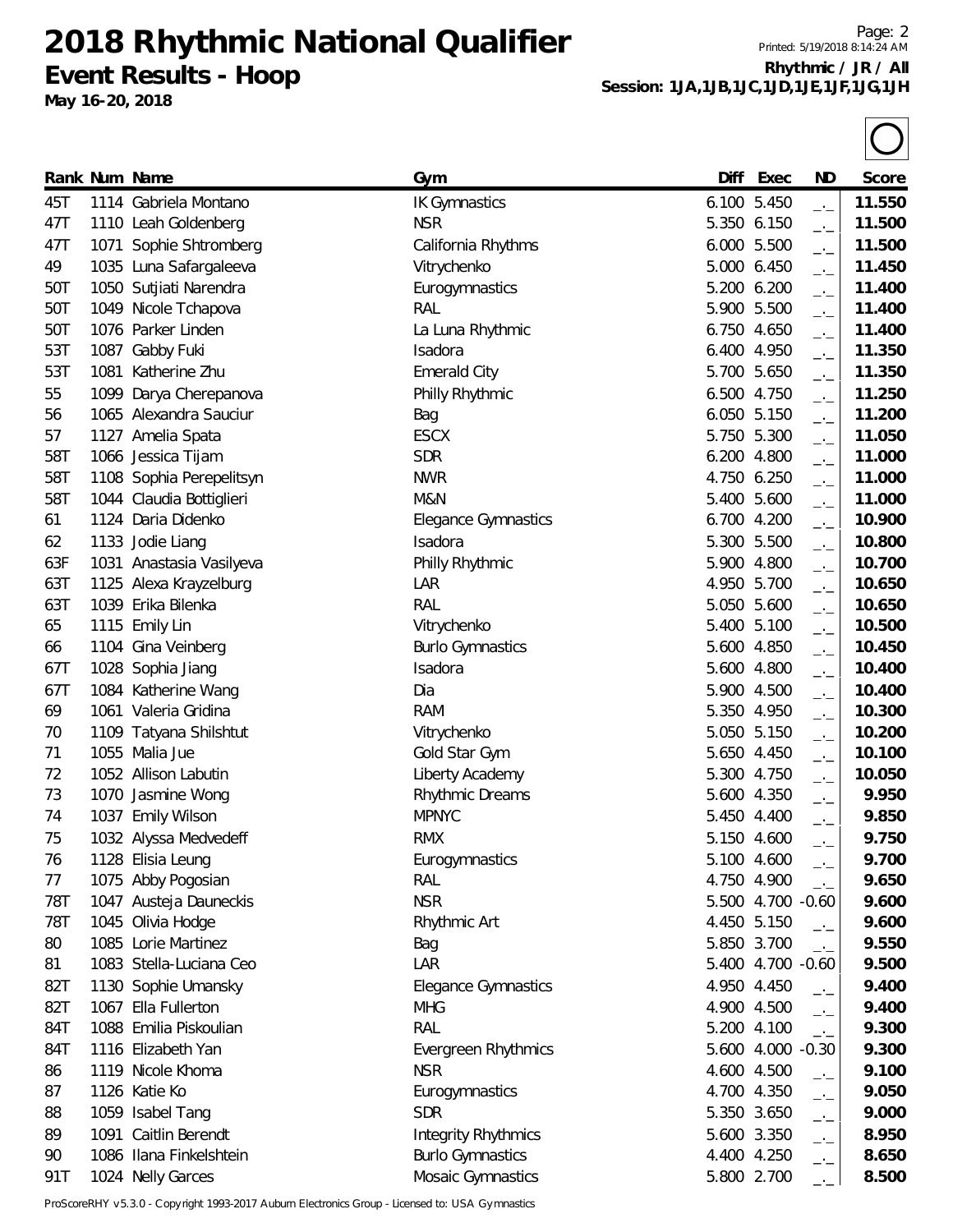# 2018 Rhythmic National Qualifier

## Event Results - Hoop

**May 16-20, 2018**

**Rhythmic / JR / All**
**Session: 1JA,1JB,1JC,1JD,1JE,1JF,1JG,1JH**

| Rank | Num | Name | Gym | Diff | Exec | ND | Score |
|---|---|---|---|---|---|---|---|
| 45T | 1114 | Gabriela Montano | IK Gymnastics | 6.100 | 5.450 | _._ | 11.550 |
| 47T | 1110 | Leah Goldenberg | NSR | 5.350 | 6.150 | _._ | 11.500 |
| 47T | 1071 | Sophie Shtromberg | California Rhythms | 6.000 | 5.500 | _._ | 11.500 |
| 49 | 1035 | Luna Safargaleeva | Vitrychenko | 5.000 | 6.450 | _._ | 11.450 |
| 50T | 1050 | Sutjiati Narendra | Eurogymnastics | 5.200 | 6.200 | _._ | 11.400 |
| 50T | 1049 | Nicole Tchapova | RAL | 5.900 | 5.500 | _._ | 11.400 |
| 50T | 1076 | Parker Linden | La Luna Rhythmic | 6.750 | 4.650 | _._ | 11.400 |
| 53T | 1087 | Gabby Fuki | Isadora | 6.400 | 4.950 | _._ | 11.350 |
| 53T | 1081 | Katherine Zhu | Emerald City | 5.700 | 5.650 | _._ | 11.350 |
| 55 | 1099 | Darya Cherepanova | Philly Rhythmic | 6.500 | 4.750 | _._ | 11.250 |
| 56 | 1065 | Alexandra Sauciur | Bag | 6.050 | 5.150 | _._ | 11.200 |
| 57 | 1127 | Amelia Spata | ESCX | 5.750 | 5.300 | _._ | 11.050 |
| 58T | 1066 | Jessica Tijam | SDR | 6.200 | 4.800 | _._ | 11.000 |
| 58T | 1108 | Sophia Perepelitsyn | NWR | 4.750 | 6.250 | _._ | 11.000 |
| 58T | 1044 | Claudia Bottiglieri | M&N | 5.400 | 5.600 | _._ | 11.000 |
| 61 | 1124 | Daria Didenko | Elegance Gymnastics | 6.700 | 4.200 | _._ | 10.900 |
| 62 | 1133 | Jodie Liang | Isadora | 5.300 | 5.500 | _._ | 10.800 |
| 63F | 1031 | Anastasia Vasilyeva | Philly Rhythmic | 5.900 | 4.800 | _._ | 10.700 |
| 63T | 1125 | Alexa Krayzelburg | LAR | 4.950 | 5.700 | _._ | 10.650 |
| 63T | 1039 | Erika Bilenka | RAL | 5.050 | 5.600 | _._ | 10.650 |
| 65 | 1115 | Emily Lin | Vitrychenko | 5.400 | 5.100 | _._ | 10.500 |
| 66 | 1104 | Gina Veinberg | Burlo Gymnastics | 5.600 | 4.850 | _._ | 10.450 |
| 67T | 1028 | Sophia Jiang | Isadora | 5.600 | 4.800 | _._ | 10.400 |
| 67T | 1084 | Katherine Wang | Dia | 5.900 | 4.500 | _._ | 10.400 |
| 69 | 1061 | Valeria Gridina | RAM | 5.350 | 4.950 | _._ | 10.300 |
| 70 | 1109 | Tatyana Shilshtut | Vitrychenko | 5.050 | 5.150 | _._ | 10.200 |
| 71 | 1055 | Malia Jue | Gold Star Gym | 5.650 | 4.450 | _._ | 10.100 |
| 72 | 1052 | Allison Labutin | Liberty Academy | 5.300 | 4.750 | _._ | 10.050 |
| 73 | 1070 | Jasmine Wong | Rhythmic Dreams | 5.600 | 4.350 | _._ | 9.950 |
| 74 | 1037 | Emily Wilson | MPNYC | 5.450 | 4.400 | _._ | 9.850 |
| 75 | 1032 | Alyssa Medvedeff | RMX | 5.150 | 4.600 | _._ | 9.750 |
| 76 | 1128 | Elisia Leung | Eurogymnastics | 5.100 | 4.600 | _._ | 9.700 |
| 77 | 1075 | Abby Pogosian | RAL | 4.750 | 4.900 | _._ | 9.650 |
| 78T | 1047 | Austeja Dauneckis | NSR | 5.500 | 4.700 | -0.60 | 9.600 |
| 78T | 1045 | Olivia Hodge | Rhythmic Art | 4.450 | 5.150 | _._ | 9.600 |
| 80 | 1085 | Lorie Martinez | Bag | 5.850 | 3.700 | _._ | 9.550 |
| 81 | 1083 | Stella-Luciana Ceo | LAR | 5.400 | 4.700 | -0.60 | 9.500 |
| 82T | 1130 | Sophie Umansky | Elegance Gymnastics | 4.950 | 4.450 | _._ | 9.400 |
| 82T | 1067 | Ella Fullerton | MHG | 4.900 | 4.500 | _._ | 9.400 |
| 84T | 1088 | Emilia Piskoulian | RAL | 5.200 | 4.100 | _._ | 9.300 |
| 84T | 1116 | Elizabeth Yan | Evergreen Rhythmics | 5.600 | 4.000 | -0.30 | 9.300 |
| 86 | 1119 | Nicole Khoma | NSR | 4.600 | 4.500 | _._ | 9.100 |
| 87 | 1126 | Katie Ko | Eurogymnastics | 4.700 | 4.350 | _._ | 9.050 |
| 88 | 1059 | Isabel Tang | SDR | 5.350 | 3.650 | _._ | 9.000 |
| 89 | 1091 | Caitlin Berendt | Integrity Rhythmics | 5.600 | 3.350 | _._ | 8.950 |
| 90 | 1086 | Ilana Finkelshtein | Burlo Gymnastics | 4.400 | 4.250 | _._ | 8.650 |
| 91T | 1024 | Nelly Garces | Mosaic Gymnastics | 5.800 | 2.700 | _._ | 8.500 |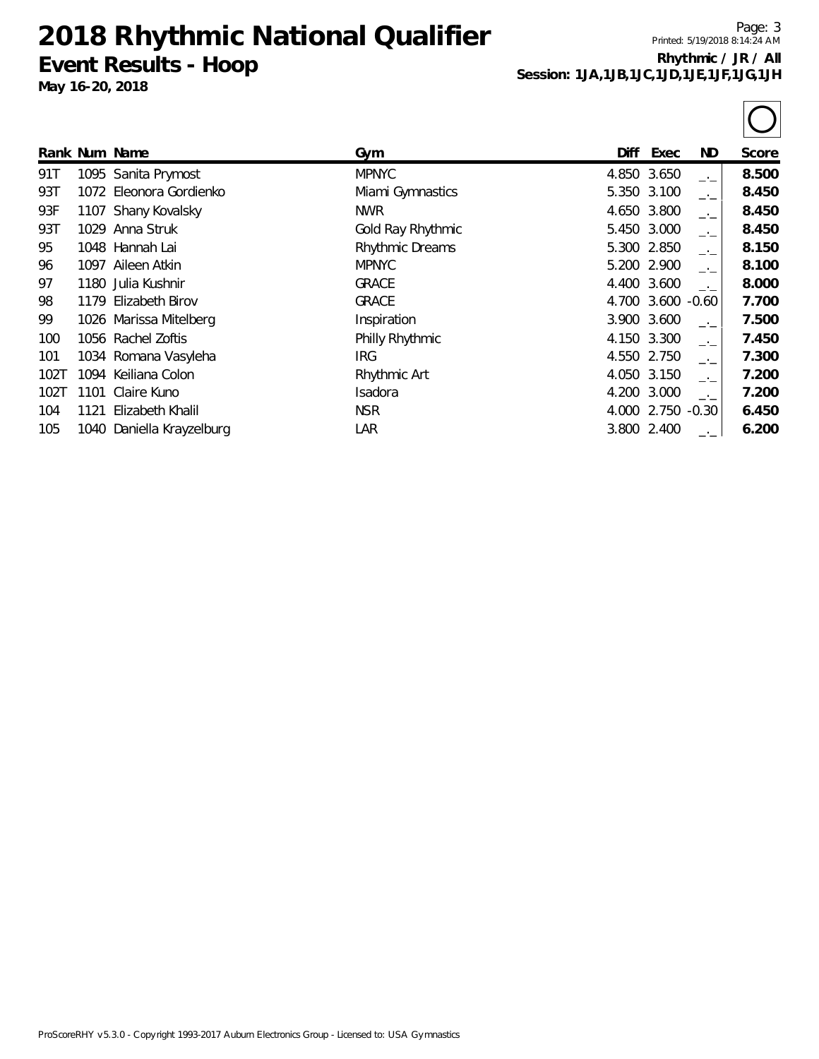# 2018 Rhythmic National Qualifier

## Event Results - Hoop

**May 16-20, 2018**

**Rhythmic / JR / All**
**Session: 1JA,1JB,1JC,1JD,1JE,1JF,1JG,1JH**

| Rank | Num | Name | Gym | Diff | Exec | ND | Score |
|---|---|---|---|---|---|---|---|
| 91T | 1095 | Sanita Prymost | MPNYC | 4.850 | 3.650 | _._ | **8.500** |
| 93T | 1072 | Eleonora Gordienko | Miami Gymnastics | 5.350 | 3.100 | _._ | **8.450** |
| 93F | 1107 | Shany Kovalsky | NWR | 4.650 | 3.800 | _._ | **8.450** |
| 93T | 1029 | Anna Struk | Gold Ray Rhythmic | 5.450 | 3.000 | _._ | **8.450** |
| 95 | 1048 | Hannah Lai | Rhythmic Dreams | 5.300 | 2.850 | _._ | **8.150** |
| 96 | 1097 | Aileen Atkin | MPNYC | 5.200 | 2.900 | _._ | **8.100** |
| 97 | 1180 | Julia Kushnir | GRACE | 4.400 | 3.600 | _._ | **8.000** |
| 98 | 1179 | Elizabeth Birov | GRACE | 4.700 | 3.600 | -0.60 | **7.700** |
| 99 | 1026 | Marissa Mitelberg | Inspiration | 3.900 | 3.600 | _._ | **7.500** |
| 100 | 1056 | Rachel Zoftis | Philly Rhythmic | 4.150 | 3.300 | _._ | **7.450** |
| 101 | 1034 | Romana Vasyleha | IRG | 4.550 | 2.750 | _._ | **7.300** |
| 102T | 1094 | Keiliana Colon | Rhythmic Art | 4.050 | 3.150 | _._ | **7.200** |
| 102T | 1101 | Claire Kuno | Isadora | 4.200 | 3.000 | _._ | **7.200** |
| 104 | 1121 | Elizabeth Khalil | NSR | 4.000 | 2.750 | -0.30 | **6.450** |
| 105 | 1040 | Daniella Krayzelburg | LAR | 3.800 | 2.400 | _._ | **6.200** |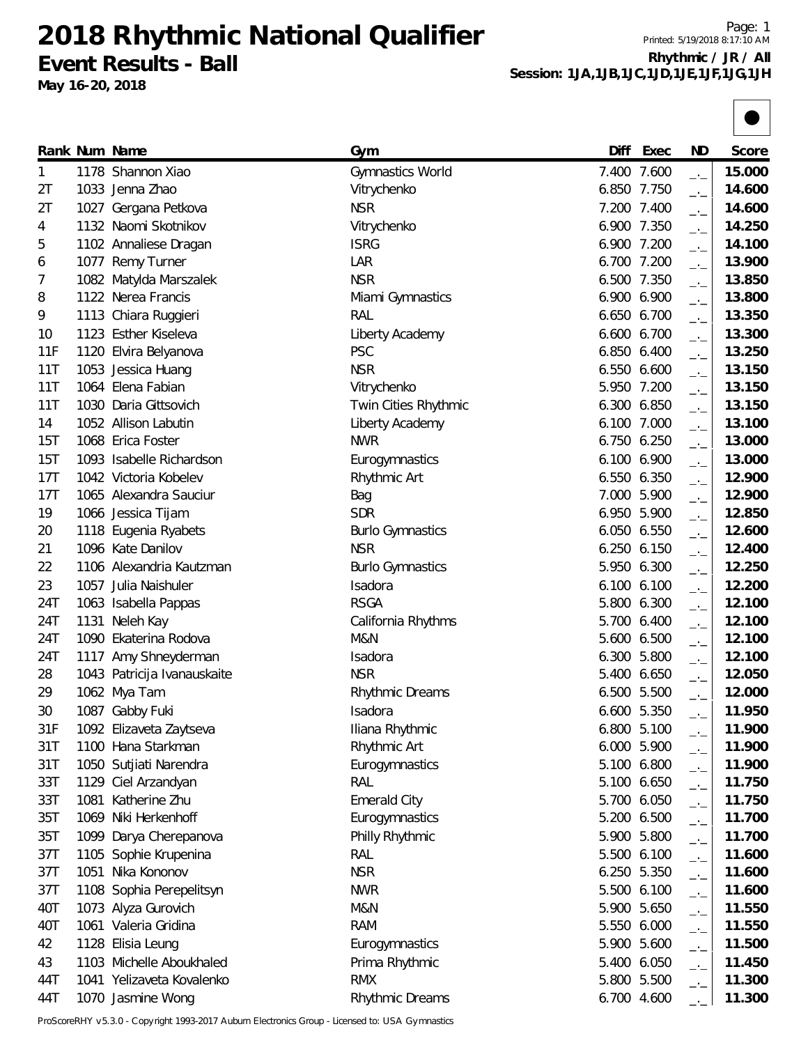# 2018 Rhythmic National Qualifier

## Event Results - Ball

**May 16-20, 2018**

Printed: 5/19/2018 8:17:10 AM

**Rhythmic / JR / All**

**Session: 1JA,1JB,1JC,1JD,1JE,1JF,1JG,1JH**

| Rank | Num | Name | Gym | Diff | Exec | ND | Score |
|---|---|---|---|---|---|---|---|
| 1 | 1178 | Shannon Xiao | Gymnastics World | 7.400 | 7.600 | _._ | **15.000** |
| 2T | 1033 | Jenna Zhao | Vitrychenko | 6.850 | 7.750 | _._ | **14.600** |
| 2T | 1027 | Gergana Petkova | NSR | 7.200 | 7.400 | _._ | **14.600** |
| 4 | 1132 | Naomi Skotnikov | Vitrychenko | 6.900 | 7.350 | _._ | **14.250** |
| 5 | 1102 | Annaliese Dragan | ISRG | 6.900 | 7.200 | _._ | **14.100** |
| 6 | 1077 | Remy Turner | LAR | 6.700 | 7.200 | _._ | **13.900** |
| 7 | 1082 | Matylda Marszalek | NSR | 6.500 | 7.350 | _._ | **13.850** |
| 8 | 1122 | Nerea Francis | Miami Gymnastics | 6.900 | 6.900 | _._ | **13.800** |
| 9 | 1113 | Chiara Ruggieri | RAL | 6.650 | 6.700 | _._ | **13.350** |
| 10 | 1123 | Esther Kiseleva | Liberty Academy | 6.600 | 6.700 | _._ | **13.300** |
| 11F | 1120 | Elvira Belyanova | PSC | 6.850 | 6.400 | _._ | **13.250** |
| 11T | 1053 | Jessica Huang | NSR | 6.550 | 6.600 | _._ | **13.150** |
| 11T | 1064 | Elena Fabian | Vitrychenko | 5.950 | 7.200 | _._ | **13.150** |
| 11T | 1030 | Daria Gittsovich | Twin Cities Rhythmic | 6.300 | 6.850 | _._ | **13.150** |
| 14 | 1052 | Allison Labutin | Liberty Academy | 6.100 | 7.000 | _._ | **13.100** |
| 15T | 1068 | Erica Foster | NWR | 6.750 | 6.250 | _._ | **13.000** |
| 15T | 1093 | Isabelle Richardson | Eurogymnastics | 6.100 | 6.900 | _._ | **13.000** |
| 17T | 1042 | Victoria Kobelev | Rhythmic Art | 6.550 | 6.350 | _._ | **12.900** |
| 17T | 1065 | Alexandra Sauciur | Bag | 7.000 | 5.900 | _._ | **12.900** |
| 19 | 1066 | Jessica Tijam | SDR | 6.950 | 5.900 | _._ | **12.850** |
| 20 | 1118 | Eugenia Ryabets | Burlo Gymnastics | 6.050 | 6.550 | _._ | **12.600** |
| 21 | 1096 | Kate Danilov | NSR | 6.250 | 6.150 | _._ | **12.400** |
| 22 | 1106 | Alexandria Kautzman | Burlo Gymnastics | 5.950 | 6.300 | _._ | **12.250** |
| 23 | 1057 | Julia Naishuler | Isadora | 6.100 | 6.100 | _._ | **12.200** |
| 24T | 1063 | Isabella Pappas | RSGA | 5.800 | 6.300 | _._ | **12.100** |
| 24T | 1131 | Neleh Kay | California Rhythms | 5.700 | 6.400 | _._ | **12.100** |
| 24T | 1090 | Ekaterina Rodova | M&N | 5.600 | 6.500 | _._ | **12.100** |
| 24T | 1117 | Amy Shneyderman | Isadora | 6.300 | 5.800 | _._ | **12.100** |
| 28 | 1043 | Patricija Ivanauskaite | NSR | 5.400 | 6.650 | _._ | **12.050** |
| 29 | 1062 | Mya Tam | Rhythmic Dreams | 6.500 | 5.500 | _._ | **12.000** |
| 30 | 1087 | Gabby Fuki | Isadora | 6.600 | 5.350 | _._ | **11.950** |
| 31F | 1092 | Elizaveta Zaytseva | Iliana Rhythmic | 6.800 | 5.100 | _._ | **11.900** |
| 31T | 1100 | Hana Starkman | Rhythmic Art | 6.000 | 5.900 | _._ | **11.900** |
| 31T | 1050 | Sutjiati Narendra | Eurogymnastics | 5.100 | 6.800 | _._ | **11.900** |
| 33T | 1129 | Ciel Arzandyan | RAL | 5.100 | 6.650 | _._ | **11.750** |
| 33T | 1081 | Katherine Zhu | Emerald City | 5.700 | 6.050 | _._ | **11.750** |
| 35T | 1069 | Niki Herkenhoff | Eurogymnastics | 5.200 | 6.500 | _._ | **11.700** |
| 35T | 1099 | Darya Cherepanova | Philly Rhythmic | 5.900 | 5.800 | _._ | **11.700** |
| 37T | 1105 | Sophie Krupenina | RAL | 5.500 | 6.100 | _._ | **11.600** |
| 37T | 1051 | Nika Kononov | NSR | 6.250 | 5.350 | _._ | **11.600** |
| 37T | 1108 | Sophia Perepelitsyn | NWR | 5.500 | 6.100 | _._ | **11.600** |
| 40T | 1073 | Alyza Gurovich | M&N | 5.900 | 5.650 | _._ | **11.550** |
| 40T | 1061 | Valeria Gridina | RAM | 5.550 | 6.000 | _._ | **11.550** |
| 42 | 1128 | Elisia Leung | Eurogymnastics | 5.900 | 5.600 | _._ | **11.500** |
| 43 | 1103 | Michelle Aboukhaled | Prima Rhythmic | 5.400 | 6.050 | _._ | **11.450** |
| 44T | 1041 | Yelizaveta Kovalenko | RMX | 5.800 | 5.500 | _._ | **11.300** |
| 44T | 1070 | Jasmine Wong | Rhythmic Dreams | 6.700 | 4.600 | _._ | **11.300** |

ProScoreRHY v5.3.0 - Copyright 1993-2017 Auburn Electronics Group - Licensed to: USA Gymnastics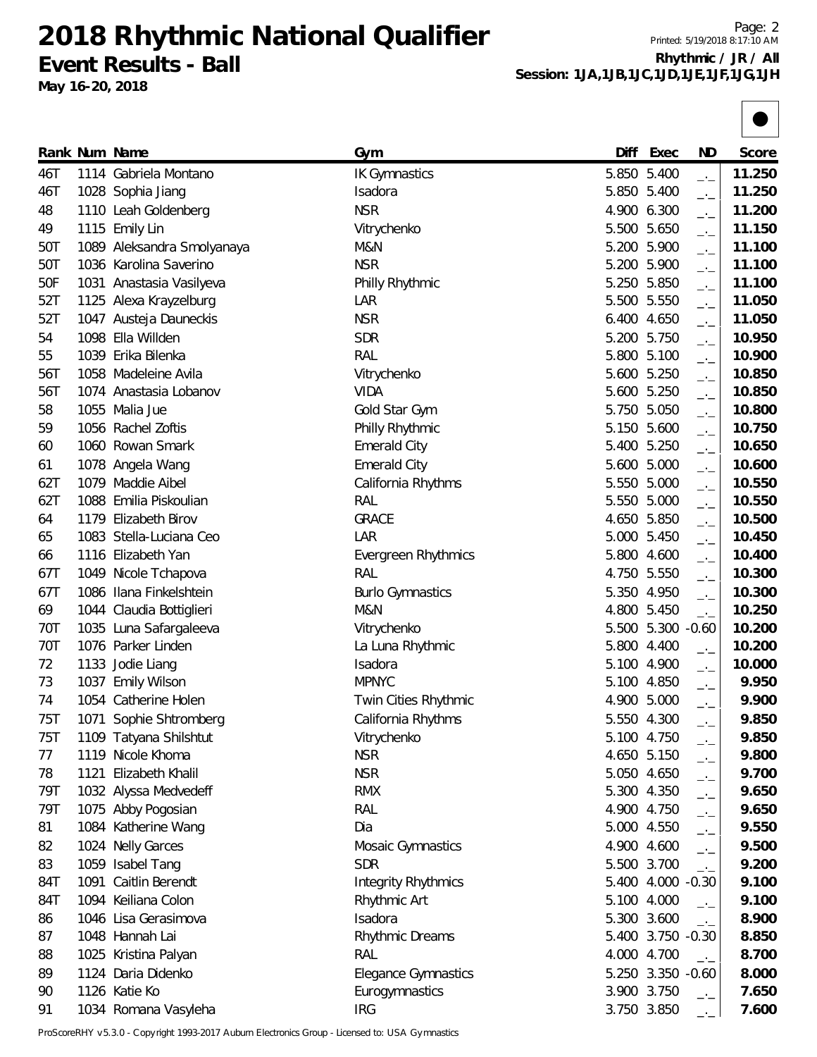# 2018 Rhythmic National Qualifier

## Event Results - Ball

May 16-20, 2018

**Rhythmic / JR / All**
**Session: 1JA,1JB,1JC,1JD,1JE,1JF,1JG,1JH**

| Rank | Num | Name | Gym | Diff | Exec | ND | Score |
|---|---|---|---|---|---|---|---|
| 46T | 1114 | Gabriela Montano | IK Gymnastics | 5.850 | 5.400 | _._ | 11.250 |
| 46T | 1028 | Sophia Jiang | Isadora | 5.850 | 5.400 | _._ | 11.250 |
| 48 | 1110 | Leah Goldenberg | NSR | 4.900 | 6.300 | _._ | 11.200 |
| 49 | 1115 | Emily Lin | Vitrychenko | 5.500 | 5.650 | _._ | 11.150 |
| 50T | 1089 | Aleksandra Smolyanaya | M&N | 5.200 | 5.900 | _._ | 11.100 |
| 50T | 1036 | Karolina Saverino | NSR | 5.200 | 5.900 | _._ | 11.100 |
| 50F | 1031 | Anastasia Vasilyeva | Philly Rhythmic | 5.250 | 5.850 | _._ | 11.100 |
| 52T | 1125 | Alexa Krayzelburg | LAR | 5.500 | 5.550 | _._ | 11.050 |
| 52T | 1047 | Austeja Dauneckis | NSR | 6.400 | 4.650 | _._ | 11.050 |
| 54 | 1098 | Ella Willden | SDR | 5.200 | 5.750 | _._ | 10.950 |
| 55 | 1039 | Erika Bilenka | RAL | 5.800 | 5.100 | _._ | 10.900 |
| 56T | 1058 | Madeleine Avila | Vitrychenko | 5.600 | 5.250 | _._ | 10.850 |
| 56T | 1074 | Anastasia Lobanov | VIDA | 5.600 | 5.250 | _._ | 10.850 |
| 58 | 1055 | Malia Jue | Gold Star Gym | 5.750 | 5.050 | _._ | 10.800 |
| 59 | 1056 | Rachel Zoftis | Philly Rhythmic | 5.150 | 5.600 | _._ | 10.750 |
| 60 | 1060 | Rowan Smark | Emerald City | 5.400 | 5.250 | _._ | 10.650 |
| 61 | 1078 | Angela Wang | Emerald City | 5.600 | 5.000 | _._ | 10.600 |
| 62T | 1079 | Maddie Aibel | California Rhythms | 5.550 | 5.000 | _._ | 10.550 |
| 62T | 1088 | Emilia Piskoulian | RAL | 5.550 | 5.000 | _._ | 10.550 |
| 64 | 1179 | Elizabeth Birov | GRACE | 4.650 | 5.850 | _._ | 10.500 |
| 65 | 1083 | Stella-Luciana Ceo | LAR | 5.000 | 5.450 | _._ | 10.450 |
| 66 | 1116 | Elizabeth Yan | Evergreen Rhythmics | 5.800 | 4.600 | _._ | 10.400 |
| 67T | 1049 | Nicole Tchapova | RAL | 4.750 | 5.550 | _._ | 10.300 |
| 67T | 1086 | Ilana Finkelshtein | Burlo Gymnastics | 5.350 | 4.950 | _._ | 10.300 |
| 69 | 1044 | Claudia Bottiglieri | M&N | 4.800 | 5.450 | _._ | 10.250 |
| 70T | 1035 | Luna Safargaleeva | Vitrychenko | 5.500 | 5.300 | -0.60 | 10.200 |
| 70T | 1076 | Parker Linden | La Luna Rhythmic | 5.800 | 4.400 | _._ | 10.200 |
| 72 | 1133 | Jodie Liang | Isadora | 5.100 | 4.900 | _._ | 10.000 |
| 73 | 1037 | Emily Wilson | MPNYC | 5.100 | 4.850 | _._ | 9.950 |
| 74 | 1054 | Catherine Holen | Twin Cities Rhythmic | 4.900 | 5.000 | _._ | 9.900 |
| 75T | 1071 | Sophie Shtromberg | California Rhythms | 5.550 | 4.300 | _._ | 9.850 |
| 75T | 1109 | Tatyana Shilshtut | Vitrychenko | 5.100 | 4.750 | _._ | 9.850 |
| 77 | 1119 | Nicole Khoma | NSR | 4.650 | 5.150 | _._ | 9.800 |
| 78 | 1121 | Elizabeth Khalil | NSR | 5.050 | 4.650 | _._ | 9.700 |
| 79T | 1032 | Alyssa Medvedeff | RMX | 5.300 | 4.350 | _._ | 9.650 |
| 79T | 1075 | Abby Pogosian | RAL | 4.900 | 4.750 | _._ | 9.650 |
| 81 | 1084 | Katherine Wang | Dia | 5.000 | 4.550 | _._ | 9.550 |
| 82 | 1024 | Nelly Garces | Mosaic Gymnastics | 4.900 | 4.600 | _._ | 9.500 |
| 83 | 1059 | Isabel Tang | SDR | 5.500 | 3.700 | _._ | 9.200 |
| 84T | 1091 | Caitlin Berendt | Integrity Rhythmics | 5.400 | 4.000 | -0.30 | 9.100 |
| 84T | 1094 | Keiliana Colon | Rhythmic Art | 5.100 | 4.000 | _._ | 9.100 |
| 86 | 1046 | Lisa Gerasimova | Isadora | 5.300 | 3.600 | _._ | 8.900 |
| 87 | 1048 | Hannah Lai | Rhythmic Dreams | 5.400 | 3.750 | -0.30 | 8.850 |
| 88 | 1025 | Kristina Palyan | RAL | 4.000 | 4.700 | _._ | 8.700 |
| 89 | 1124 | Daria Didenko | Elegance Gymnastics | 5.250 | 3.350 | -0.60 | 8.000 |
| 90 | 1126 | Katie Ko | Eurogymnastics | 3.900 | 3.750 | _._ | 7.650 |
| 91 | 1034 | Romana Vasyleha | IRG | 3.750 | 3.850 | _._ | 7.600 |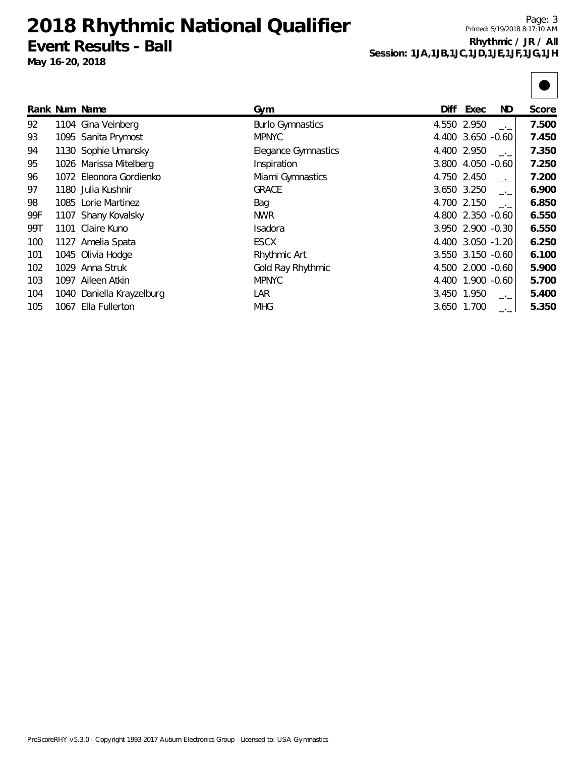# 2018 Rhythmic National Qualifier

## Event Results - Ball

**May 16-20, 2018**

**Rhythmic / JR / All**
**Session: 1JA,1JB,1JC,1JD,1JE,1JF,1JG,1JH**

| Rank | Num | Name | Gym | Diff | Exec | ND | Score |
|---|---|---|---|---|---|---|---|
| 92 | 1104 | Gina Veinberg | Burlo Gymnastics | 4.550 | 2.950 | _._ | **7.500** |
| 93 | 1095 | Sanita Prymost | MPNYC | 4.400 | 3.650 | -0.60 | **7.450** |
| 94 | 1130 | Sophie Umansky | Elegance Gymnastics | 4.400 | 2.950 | _._ | **7.350** |
| 95 | 1026 | Marissa Mitelberg | Inspiration | 3.800 | 4.050 | -0.60 | **7.250** |
| 96 | 1072 | Eleonora Gordienko | Miami Gymnastics | 4.750 | 2.450 | _._ | **7.200** |
| 97 | 1180 | Julia Kushnir | GRACE | 3.650 | 3.250 | _._ | **6.900** |
| 98 | 1085 | Lorie Martinez | Bag | 4.700 | 2.150 | _._ | **6.850** |
| 99F | 1107 | Shany Kovalsky | NWR | 4.800 | 2.350 | -0.60 | **6.550** |
| 99T | 1101 | Claire Kuno | Isadora | 3.950 | 2.900 | -0.30 | **6.550** |
| 100 | 1127 | Amelia Spata | ESCX | 4.400 | 3.050 | -1.20 | **6.250** |
| 101 | 1045 | Olivia Hodge | Rhythmic Art | 3.550 | 3.150 | -0.60 | **6.100** |
| 102 | 1029 | Anna Struk | Gold Ray Rhythmic | 4.500 | 2.000 | -0.60 | **5.900** |
| 103 | 1097 | Aileen Atkin | MPNYC | 4.400 | 1.900 | -0.60 | **5.700** |
| 104 | 1040 | Daniella Krayzelburg | LAR | 3.450 | 1.950 | _._ | **5.400** |
| 105 | 1067 | Ella Fullerton | MHG | 3.650 | 1.700 | _._ | **5.350** |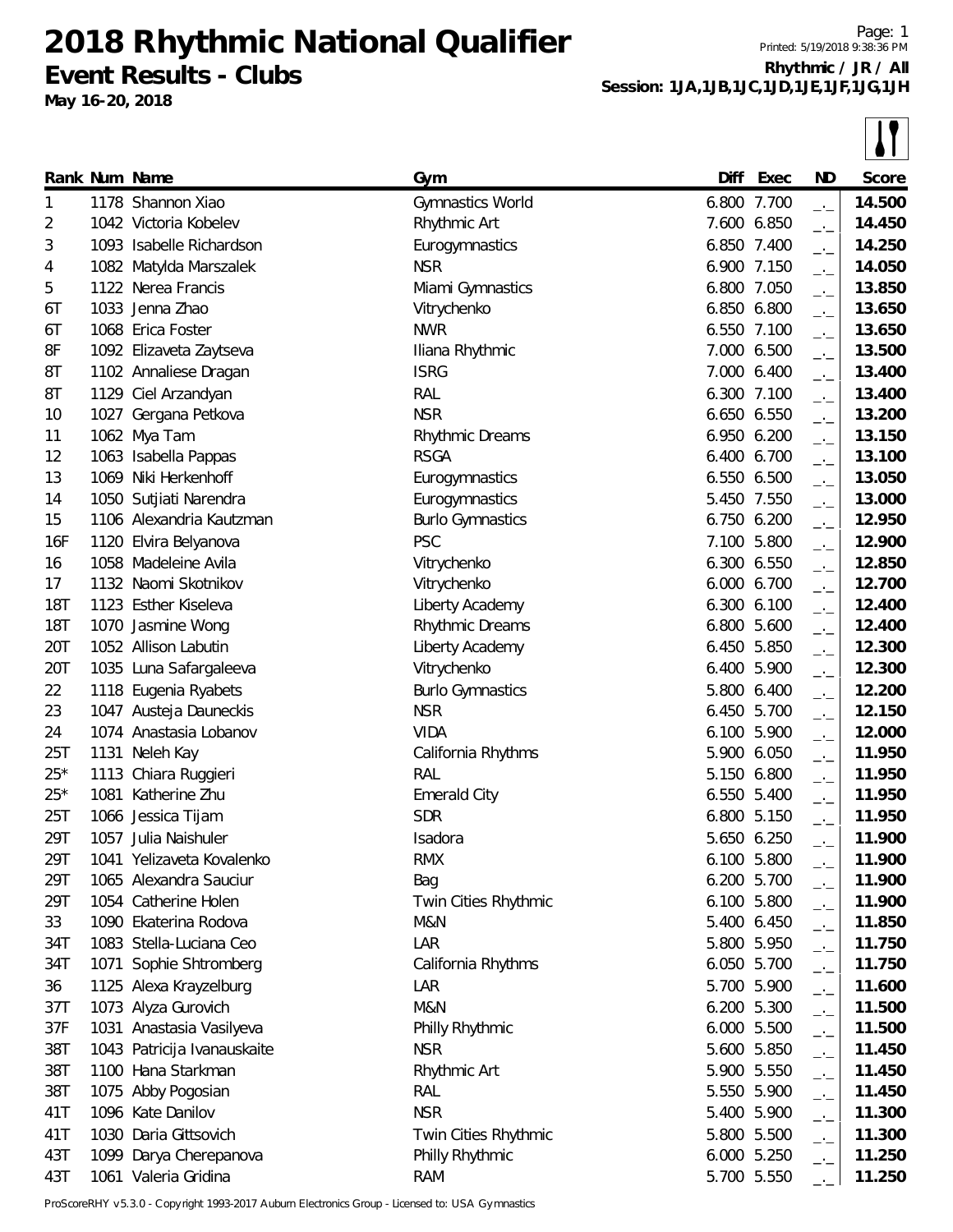# 2018 Rhythmic National Qualifier

## Event Results - Clubs

**May 16-20, 2018**

**Rhythmic / JR / All**
**Session: 1JA,1JB,1JC,1JD,1JE,1JF,1JG,1JH**

| Rank | Num | Name | Gym | Diff | Exec | ND | Score |
|---|---|---|---|---|---|---|---|
| 1 | 1178 | Shannon Xiao | Gymnastics World | 6.800 | 7.700 | _._ | **14.500** |
| 2 | 1042 | Victoria Kobelev | Rhythmic Art | 7.600 | 6.850 | _._ | **14.450** |
| 3 | 1093 | Isabelle Richardson | Eurogymnastics | 6.850 | 7.400 | _._ | **14.250** |
| 4 | 1082 | Matylda Marszalek | NSR | 6.900 | 7.150 | _._ | **14.050** |
| 5 | 1122 | Nerea Francis | Miami Gymnastics | 6.800 | 7.050 | _._ | **13.850** |
| 6T | 1033 | Jenna Zhao | Vitrychenko | 6.850 | 6.800 | _._ | **13.650** |
| 6T | 1068 | Erica Foster | NWR | 6.550 | 7.100 | _._ | **13.650** |
| 8F | 1092 | Elizaveta Zaytseva | Iliana Rhythmic | 7.000 | 6.500 | _._ | **13.500** |
| 8T | 1102 | Annaliese Dragan | ISRG | 7.000 | 6.400 | _._ | **13.400** |
| 8T | 1129 | Ciel Arzandyan | RAL | 6.300 | 7.100 | _._ | **13.400** |
| 10 | 1027 | Gergana Petkova | NSR | 6.650 | 6.550 | _._ | **13.200** |
| 11 | 1062 | Mya Tam | Rhythmic Dreams | 6.950 | 6.200 | _._ | **13.150** |
| 12 | 1063 | Isabella Pappas | RSGA | 6.400 | 6.700 | _._ | **13.100** |
| 13 | 1069 | Niki Herkenhoff | Eurogymnastics | 6.550 | 6.500 | _._ | **13.050** |
| 14 | 1050 | Sutjiati Narendra | Eurogymnastics | 5.450 | 7.550 | _._ | **13.000** |
| 15 | 1106 | Alexandria Kautzman | Burlo Gymnastics | 6.750 | 6.200 | _._ | **12.950** |
| 16F | 1120 | Elvira Belyanova | PSC | 7.100 | 5.800 | _._ | **12.900** |
| 16 | 1058 | Madeleine Avila | Vitrychenko | 6.300 | 6.550 | _._ | **12.850** |
| 17 | 1132 | Naomi Skotnikov | Vitrychenko | 6.000 | 6.700 | _._ | **12.700** |
| 18T | 1123 | Esther Kiseleva | Liberty Academy | 6.300 | 6.100 | _._ | **12.400** |
| 18T | 1070 | Jasmine Wong | Rhythmic Dreams | 6.800 | 5.600 | _._ | **12.400** |
| 20T | 1052 | Allison Labutin | Liberty Academy | 6.450 | 5.850 | _._ | **12.300** |
| 20T | 1035 | Luna Safargaleeva | Vitrychenko | 6.400 | 5.900 | _._ | **12.300** |
| 22 | 1118 | Eugenia Ryabets | Burlo Gymnastics | 5.800 | 6.400 | _._ | **12.200** |
| 23 | 1047 | Austeja Dauneckis | NSR | 6.450 | 5.700 | _._ | **12.150** |
| 24 | 1074 | Anastasia Lobanov | VIDA | 6.100 | 5.900 | _._ | **12.000** |
| 25T | 1131 | Neleh Kay | California Rhythms | 5.900 | 6.050 | _._ | **11.950** |
| 25* | 1113 | Chiara Ruggieri | RAL | 5.150 | 6.800 | _._ | **11.950** |
| 25* | 1081 | Katherine Zhu | Emerald City | 6.550 | 5.400 | _._ | **11.950** |
| 25T | 1066 | Jessica Tijam | SDR | 6.800 | 5.150 | _._ | **11.950** |
| 29T | 1057 | Julia Naishuler | Isadora | 5.650 | 6.250 | _._ | **11.900** |
| 29T | 1041 | Yelizaveta Kovalenko | RMX | 6.100 | 5.800 | _._ | **11.900** |
| 29T | 1065 | Alexandra Sauciur | Bag | 6.200 | 5.700 | _._ | **11.900** |
| 29T | 1054 | Catherine Holen | Twin Cities Rhythmic | 6.100 | 5.800 | _._ | **11.900** |
| 33 | 1090 | Ekaterina Rodova | M&N | 5.400 | 6.450 | _._ | **11.850** |
| 34T | 1083 | Stella-Luciana Ceo | LAR | 5.800 | 5.950 | _._ | **11.750** |
| 34T | 1071 | Sophie Shtromberg | California Rhythms | 6.050 | 5.700 | _._ | **11.750** |
| 36 | 1125 | Alexa Krayzelburg | LAR | 5.700 | 5.900 | _._ | **11.600** |
| 37T | 1073 | Alyza Gurovich | M&N | 6.200 | 5.300 | _._ | **11.500** |
| 37F | 1031 | Anastasia Vasilyeva | Philly Rhythmic | 6.000 | 5.500 | _._ | **11.500** |
| 38T | 1043 | Patricija Ivanauskaite | NSR | 5.600 | 5.850 | _._ | **11.450** |
| 38T | 1100 | Hana Starkman | Rhythmic Art | 5.900 | 5.550 | _._ | **11.450** |
| 38T | 1075 | Abby Pogosian | RAL | 5.550 | 5.900 | _._ | **11.450** |
| 41T | 1096 | Kate Danilov | NSR | 5.400 | 5.900 | _._ | **11.300** |
| 41T | 1030 | Daria Gittsovich | Twin Cities Rhythmic | 5.800 | 5.500 | _._ | **11.300** |
| 43T | 1099 | Darya Cherepanova | Philly Rhythmic | 6.000 | 5.250 | _._ | **11.250** |
| 43T | 1061 | Valeria Gridina | RAM | 5.700 | 5.550 | _._ | **11.250** |

ProScoreRHY v5.3.0 - Copyright 1993-2017 Auburn Electronics Group - Licensed to: USA Gymnastics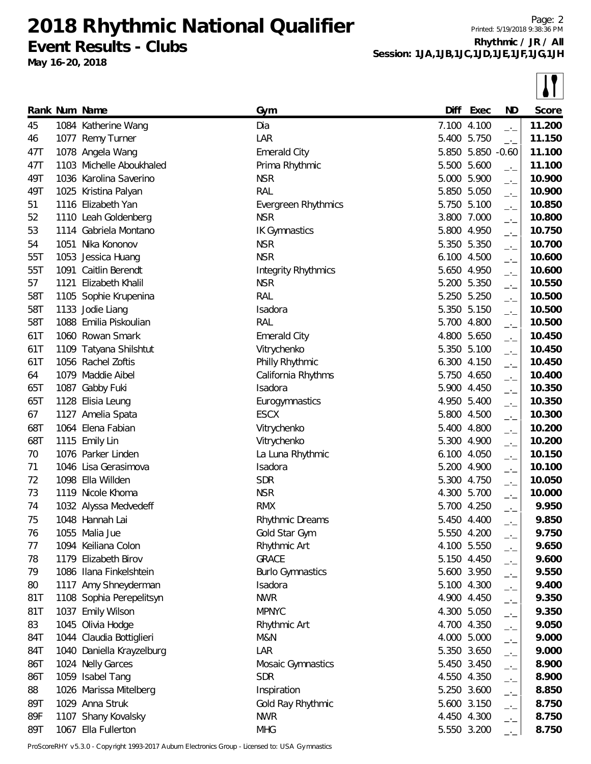# 2018 Rhythmic National Qualifier

**Event Results - Clubs**

**May 16-20, 2018**

**Rhythmic / JR / All**
**Session: 1JA,1JB,1JC,1JD,1JE,1JF,1JG,1JH**

| Rank | Num | Name | Gym | Diff | Exec | ND | Score |
|---|---|---|---|---|---|---|---|
| 45 | 1084 | Katherine Wang | Dia | 7.100 | 4.100 | _._ | **11.200** |
| 46 | 1077 | Remy Turner | LAR | 5.400 | 5.750 | _._ | **11.150** |
| 47T | 1078 | Angela Wang | Emerald City | 5.850 | 5.850 | -0.60 | **11.100** |
| 47T | 1103 | Michelle Aboukhaled | Prima Rhythmic | 5.500 | 5.600 | _._ | **11.100** |
| 49T | 1036 | Karolina Saverino | NSR | 5.000 | 5.900 | _._ | **10.900** |
| 49T | 1025 | Kristina Palyan | RAL | 5.850 | 5.050 | _._ | **10.900** |
| 51 | 1116 | Elizabeth Yan | Evergreen Rhythmics | 5.750 | 5.100 | _._ | **10.850** |
| 52 | 1110 | Leah Goldenberg | NSR | 3.800 | 7.000 | _._ | **10.800** |
| 53 | 1114 | Gabriela Montano | IK Gymnastics | 5.800 | 4.950 | _._ | **10.750** |
| 54 | 1051 | Nika Kononov | NSR | 5.350 | 5.350 | _._ | **10.700** |
| 55T | 1053 | Jessica Huang | NSR | 6.100 | 4.500 | _._ | **10.600** |
| 55T | 1091 | Caitlin Berendt | Integrity Rhythmics | 5.650 | 4.950 | _._ | **10.600** |
| 57 | 1121 | Elizabeth Khalil | NSR | 5.200 | 5.350 | _._ | **10.550** |
| 58T | 1105 | Sophie Krupenina | RAL | 5.250 | 5.250 | _._ | **10.500** |
| 58T | 1133 | Jodie Liang | Isadora | 5.350 | 5.150 | _._ | **10.500** |
| 58T | 1088 | Emilia Piskoulian | RAL | 5.700 | 4.800 | _._ | **10.500** |
| 61T | 1060 | Rowan Smark | Emerald City | 4.800 | 5.650 | _._ | **10.450** |
| 61T | 1109 | Tatyana Shilshtut | Vitrychenko | 5.350 | 5.100 | _._ | **10.450** |
| 61T | 1056 | Rachel Zoftis | Philly Rhythmic | 6.300 | 4.150 | _._ | **10.450** |
| 64 | 1079 | Maddie Aibel | California Rhythms | 5.750 | 4.650 | _._ | **10.400** |
| 65T | 1087 | Gabby Fuki | Isadora | 5.900 | 4.450 | _._ | **10.350** |
| 65T | 1128 | Elisia Leung | Eurogymnastics | 4.950 | 5.400 | _._ | **10.350** |
| 67 | 1127 | Amelia Spata | ESCX | 5.800 | 4.500 | _._ | **10.300** |
| 68T | 1064 | Elena Fabian | Vitrychenko | 5.400 | 4.800 | _._ | **10.200** |
| 68T | 1115 | Emily Lin | Vitrychenko | 5.300 | 4.900 | _._ | **10.200** |
| 70 | 1076 | Parker Linden | La Luna Rhythmic | 6.100 | 4.050 | _._ | **10.150** |
| 71 | 1046 | Lisa Gerasimova | Isadora | 5.200 | 4.900 | _._ | **10.100** |
| 72 | 1098 | Ella Willden | SDR | 5.300 | 4.750 | _._ | **10.050** |
| 73 | 1119 | Nicole Khoma | NSR | 4.300 | 5.700 | _._ | **10.000** |
| 74 | 1032 | Alyssa Medvedeff | RMX | 5.700 | 4.250 | _._ | **9.950** |
| 75 | 1048 | Hannah Lai | Rhythmic Dreams | 5.450 | 4.400 | _._ | **9.850** |
| 76 | 1055 | Malia Jue | Gold Star Gym | 5.550 | 4.200 | _._ | **9.750** |
| 77 | 1094 | Keiliana Colon | Rhythmic Art | 4.100 | 5.550 | _._ | **9.650** |
| 78 | 1179 | Elizabeth Birov | GRACE | 5.150 | 4.450 | _._ | **9.600** |
| 79 | 1086 | Ilana Finkelshtein | Burlo Gymnastics | 5.600 | 3.950 | _._ | **9.550** |
| 80 | 1117 | Amy Shneyderman | Isadora | 5.100 | 4.300 | _._ | **9.400** |
| 81T | 1108 | Sophia Perepelitsyn | NWR | 4.900 | 4.450 | _._ | **9.350** |
| 81T | 1037 | Emily Wilson | MPNYC | 4.300 | 5.050 | _._ | **9.350** |
| 83 | 1045 | Olivia Hodge | Rhythmic Art | 4.700 | 4.350 | _._ | **9.050** |
| 84T | 1044 | Claudia Bottiglieri | M&N | 4.000 | 5.000 | _._ | **9.000** |
| 84T | 1040 | Daniella Krayzelburg | LAR | 5.350 | 3.650 | _._ | **9.000** |
| 86T | 1024 | Nelly Garces | Mosaic Gymnastics | 5.450 | 3.450 | _._ | **8.900** |
| 86T | 1059 | Isabel Tang | SDR | 4.550 | 4.350 | _._ | **8.900** |
| 88 | 1026 | Marissa Mitelberg | Inspiration | 5.250 | 3.600 | _._ | **8.850** |
| 89T | 1029 | Anna Struk | Gold Ray Rhythmic | 5.600 | 3.150 | _._ | **8.750** |
| 89F | 1107 | Shany Kovalsky | NWR | 4.450 | 4.300 | _._ | **8.750** |
| 89T | 1067 | Ella Fullerton | MHG | 5.550 | 3.200 | _._ | **8.750** |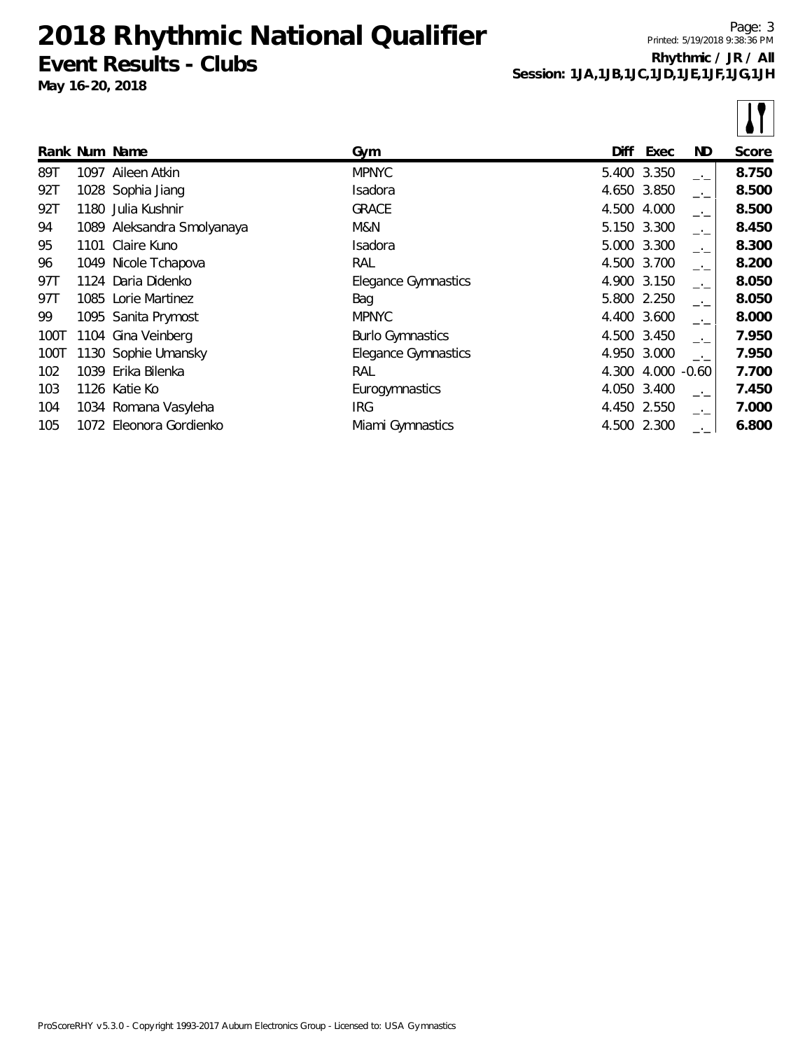# 2018 Rhythmic National Qualifier

## Event Results - Clubs

**May 16-20, 2018**

**Rhythmic / JR / All**
**Session: 1JA,1JB,1JC,1JD,1JE,1JF,1JG,1JH**

| Rank | Num | Name | Gym | Diff | Exec | ND | Score |
|---|---|---|---|---|---|---|---|
| 89T | 1097 | Aileen Atkin | MPNYC | 5.400 | 3.350 | _._ | **8.750** |
| 92T | 1028 | Sophia Jiang | Isadora | 4.650 | 3.850 | _._ | **8.500** |
| 92T | 1180 | Julia Kushnir | GRACE | 4.500 | 4.000 | _._ | **8.500** |
| 94 | 1089 | Aleksandra Smolyanaya | M&N | 5.150 | 3.300 | _._ | **8.450** |
| 95 | 1101 | Claire Kuno | Isadora | 5.000 | 3.300 | _._ | **8.300** |
| 96 | 1049 | Nicole Tchapova | RAL | 4.500 | 3.700 | _._ | **8.200** |
| 97T | 1124 | Daria Didenko | Elegance Gymnastics | 4.900 | 3.150 | _._ | **8.050** |
| 97T | 1085 | Lorie Martinez | Bag | 5.800 | 2.250 | _._ | **8.050** |
| 99 | 1095 | Sanita Prymost | MPNYC | 4.400 | 3.600 | _._ | **8.000** |
| 100T | 1104 | Gina Veinberg | Burlo Gymnastics | 4.500 | 3.450 | _._ | **7.950** |
| 100T | 1130 | Sophie Umansky | Elegance Gymnastics | 4.950 | 3.000 | _._ | **7.950** |
| 102 | 1039 | Erika Bilenka | RAL | 4.300 | 4.000 | -0.60 | **7.700** |
| 103 | 1126 | Katie Ko | Eurogymnastics | 4.050 | 3.400 | _._ | **7.450** |
| 104 | 1034 | Romana Vasyleha | IRG | 4.450 | 2.550 | _._ | **7.000** |
| 105 | 1072 | Eleonora Gordienko | Miami Gymnastics | 4.500 | 2.300 | _._ | **6.800** |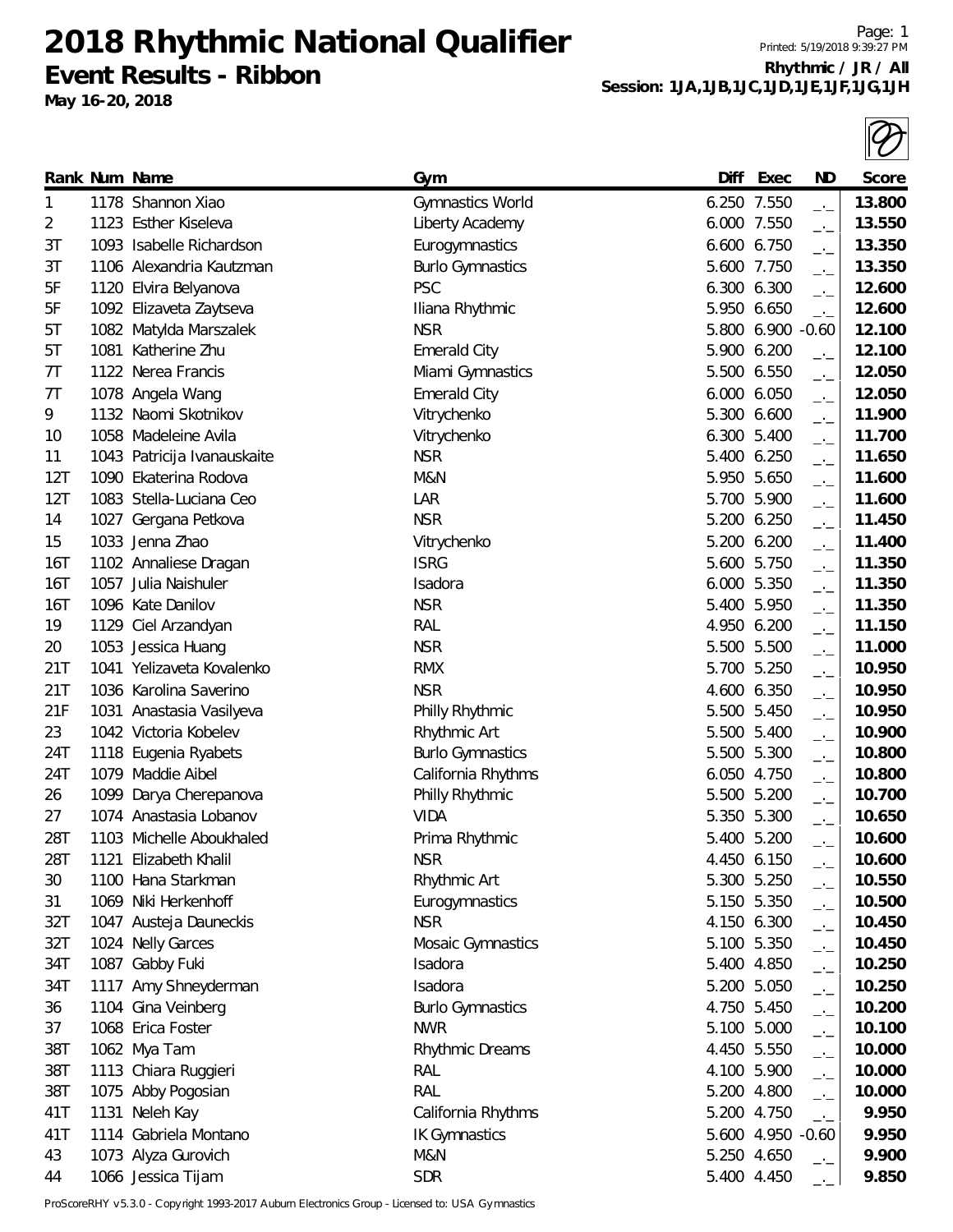# 2018 Rhythmic National Qualifier

## Event Results - Ribbon

**May 16-20, 2018**

Printed: 5/19/2018 9:39:27 PM

**Rhythmic / JR / All**

**Session: 1JA,1JB,1JC,1JD,1JE,1JF,1JG,1JH**

| Rank | Num | Name | Gym | Diff | Exec | ND | Score |
|---|---|---|---|---|---|---|---|
| 1 | 1178 | Shannon Xiao | Gymnastics World | 6.250 | 7.550 | _._ | 13.800 |
| 2 | 1123 | Esther Kiseleva | Liberty Academy | 6.000 | 7.550 | _._ | 13.550 |
| 3T | 1093 | Isabelle Richardson | Eurogymnastics | 6.600 | 6.750 | _._ | 13.350 |
| 3T | 1106 | Alexandria Kautzman | Burlo Gymnastics | 5.600 | 7.750 | _._ | 13.350 |
| 5F | 1120 | Elvira Belyanova | PSC | 6.300 | 6.300 | _._ | 12.600 |
| 5F | 1092 | Elizaveta Zaytseva | Iliana Rhythmic | 5.950 | 6.650 | _._ | 12.600 |
| 5T | 1082 | Matylda Marszalek | NSR | 5.800 | 6.900 | -0.60 | 12.100 |
| 5T | 1081 | Katherine Zhu | Emerald City | 5.900 | 6.200 | _._ | 12.100 |
| 7T | 1122 | Nerea Francis | Miami Gymnastics | 5.500 | 6.550 | _._ | 12.050 |
| 7T | 1078 | Angela Wang | Emerald City | 6.000 | 6.050 | _._ | 12.050 |
| 9 | 1132 | Naomi Skotnikov | Vitrychenko | 5.300 | 6.600 | _._ | 11.900 |
| 10 | 1058 | Madeleine Avila | Vitrychenko | 6.300 | 5.400 | _._ | 11.700 |
| 11 | 1043 | Patricija Ivanauskaite | NSR | 5.400 | 6.250 | _._ | 11.650 |
| 12T | 1090 | Ekaterina Rodova | M&N | 5.950 | 5.650 | _._ | 11.600 |
| 12T | 1083 | Stella-Luciana Ceo | LAR | 5.700 | 5.900 | _._ | 11.600 |
| 14 | 1027 | Gergana Petkova | NSR | 5.200 | 6.250 | _._ | 11.450 |
| 15 | 1033 | Jenna Zhao | Vitrychenko | 5.200 | 6.200 | _._ | 11.400 |
| 16T | 1102 | Annaliese Dragan | ISRG | 5.600 | 5.750 | _._ | 11.350 |
| 16T | 1057 | Julia Naishuler | Isadora | 6.000 | 5.350 | _._ | 11.350 |
| 16T | 1096 | Kate Danilov | NSR | 5.400 | 5.950 | _._ | 11.350 |
| 19 | 1129 | Ciel Arzandyan | RAL | 4.950 | 6.200 | _._ | 11.150 |
| 20 | 1053 | Jessica Huang | NSR | 5.500 | 5.500 | _._ | 11.000 |
| 21T | 1041 | Yelizaveta Kovalenko | RMX | 5.700 | 5.250 | _._ | 10.950 |
| 21T | 1036 | Karolina Saverino | NSR | 4.600 | 6.350 | _._ | 10.950 |
| 21F | 1031 | Anastasia Vasilyeva | Philly Rhythmic | 5.500 | 5.450 | _._ | 10.950 |
| 23 | 1042 | Victoria Kobelev | Rhythmic Art | 5.500 | 5.400 | _._ | 10.900 |
| 24T | 1118 | Eugenia Ryabets | Burlo Gymnastics | 5.500 | 5.300 | _._ | 10.800 |
| 24T | 1079 | Maddie Aibel | California Rhythms | 6.050 | 4.750 | _._ | 10.800 |
| 26 | 1099 | Darya Cherepanova | Philly Rhythmic | 5.500 | 5.200 | _._ | 10.700 |
| 27 | 1074 | Anastasia Lobanov | VIDA | 5.350 | 5.300 | _._ | 10.650 |
| 28T | 1103 | Michelle Aboukhaled | Prima Rhythmic | 5.400 | 5.200 | _._ | 10.600 |
| 28T | 1121 | Elizabeth Khalil | NSR | 4.450 | 6.150 | _._ | 10.600 |
| 30 | 1100 | Hana Starkman | Rhythmic Art | 5.300 | 5.250 | _._ | 10.550 |
| 31 | 1069 | Niki Herkenhoff | Eurogymnastics | 5.150 | 5.350 | _._ | 10.500 |
| 32T | 1047 | Austeja Dauneckis | NSR | 4.150 | 6.300 | _._ | 10.450 |
| 32T | 1024 | Nelly Garces | Mosaic Gymnastics | 5.100 | 5.350 | _._ | 10.450 |
| 34T | 1087 | Gabby Fuki | Isadora | 5.400 | 4.850 | _._ | 10.250 |
| 34T | 1117 | Amy Shneyderman | Isadora | 5.200 | 5.050 | _._ | 10.250 |
| 36 | 1104 | Gina Veinberg | Burlo Gymnastics | 4.750 | 5.450 | _._ | 10.200 |
| 37 | 1068 | Erica Foster | NWR | 5.100 | 5.000 | _._ | 10.100 |
| 38T | 1062 | Mya Tam | Rhythmic Dreams | 4.450 | 5.550 | _._ | 10.000 |
| 38T | 1113 | Chiara Ruggieri | RAL | 4.100 | 5.900 | _._ | 10.000 |
| 38T | 1075 | Abby Pogosian | RAL | 5.200 | 4.800 | _._ | 10.000 |
| 41T | 1131 | Neleh Kay | California Rhythms | 5.200 | 4.750 | _._ | 9.950 |
| 41T | 1114 | Gabriela Montano | IK Gymnastics | 5.600 | 4.950 | -0.60 | 9.950 |
| 43 | 1073 | Alyza Gurovich | M&N | 5.250 | 4.650 | _._ | 9.900 |
| 44 | 1066 | Jessica Tijam | SDR | 5.400 | 4.450 | _._ | 9.850 |

ProScoreRHY v5.3.0 - Copyright 1993-2017 Auburn Electronics Group - Licensed to: USA Gymnastics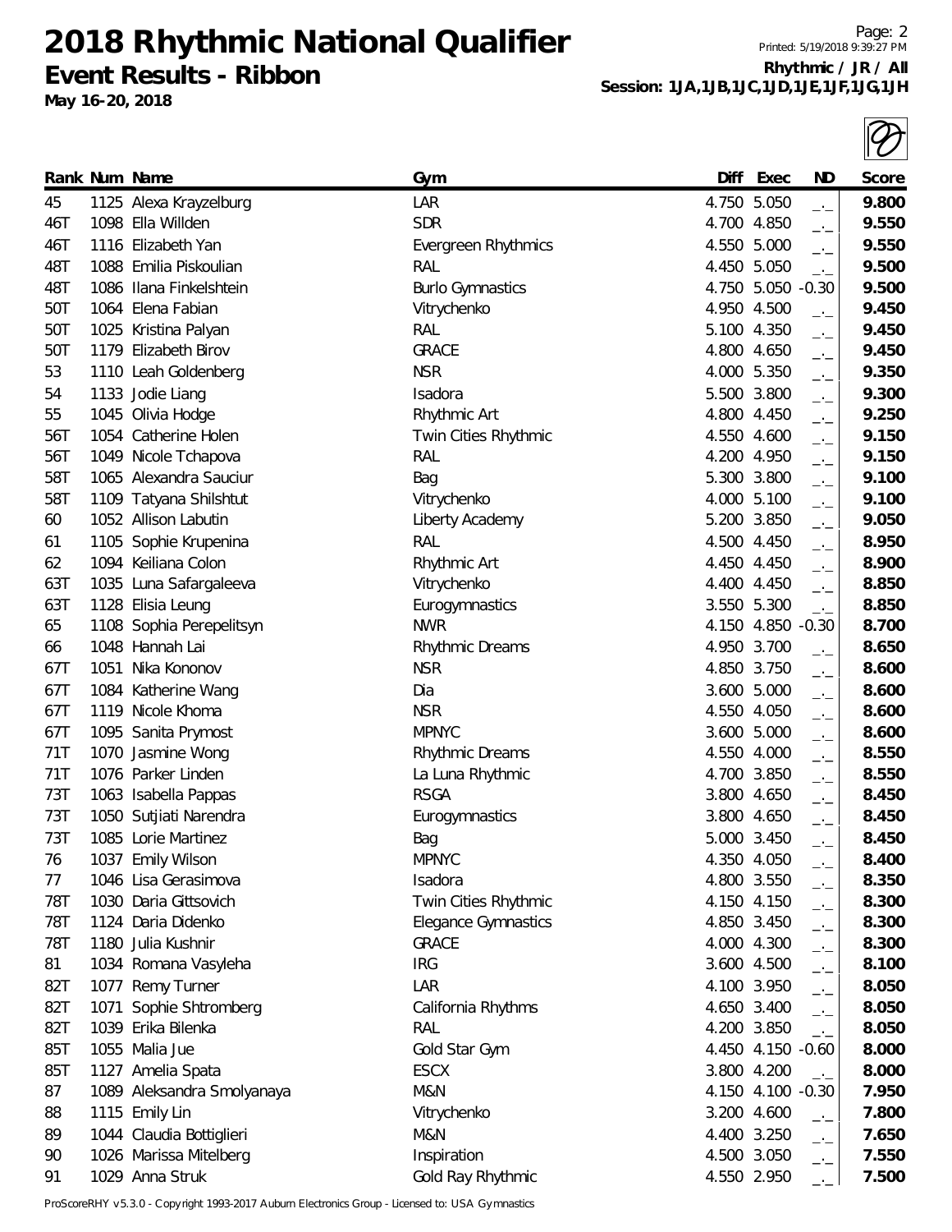# 2018 Rhythmic National Qualifier

## Event Results - Ribbon

**May 16-20, 2018**

**Rhythmic / JR / All**
**Session: 1JA,1JB,1JC,1JD,1JE,1JF,1JG,1JH**

| Rank | Num | Name | Gym | Diff | Exec | ND | Score |
|---|---|---|---|---|---|---|---|
| 45 | 1125 | Alexa Krayzelburg | LAR | 4.750 | 5.050 | _._ | **9.800** |
| 46T | 1098 | Ella Willden | SDR | 4.700 | 4.850 | _._ | **9.550** |
| 46T | 1116 | Elizabeth Yan | Evergreen Rhythmics | 4.550 | 5.000 | _._ | **9.550** |
| 48T | 1088 | Emilia Piskoulian | RAL | 4.450 | 5.050 | _._ | **9.500** |
| 48T | 1086 | Ilana Finkelshtein | Burlo Gymnastics | 4.750 | 5.050 | -0.30 | **9.500** |
| 50T | 1064 | Elena Fabian | Vitrychenko | 4.950 | 4.500 | _._ | **9.450** |
| 50T | 1025 | Kristina Palyan | RAL | 5.100 | 4.350 | _._ | **9.450** |
| 50T | 1179 | Elizabeth Birov | GRACE | 4.800 | 4.650 | _._ | **9.450** |
| 53 | 1110 | Leah Goldenberg | NSR | 4.000 | 5.350 | _._ | **9.350** |
| 54 | 1133 | Jodie Liang | Isadora | 5.500 | 3.800 | _._ | **9.300** |
| 55 | 1045 | Olivia Hodge | Rhythmic Art | 4.800 | 4.450 | _._ | **9.250** |
| 56T | 1054 | Catherine Holen | Twin Cities Rhythmic | 4.550 | 4.600 | _._ | **9.150** |
| 56T | 1049 | Nicole Tchapova | RAL | 4.200 | 4.950 | _._ | **9.150** |
| 58T | 1065 | Alexandra Sauciur | Bag | 5.300 | 3.800 | _._ | **9.100** |
| 58T | 1109 | Tatyana Shilshtut | Vitrychenko | 4.000 | 5.100 | _._ | **9.100** |
| 60 | 1052 | Allison Labutin | Liberty Academy | 5.200 | 3.850 | _._ | **9.050** |
| 61 | 1105 | Sophie Krupenina | RAL | 4.500 | 4.450 | _._ | **8.950** |
| 62 | 1094 | Keiliana Colon | Rhythmic Art | 4.450 | 4.450 | _._ | **8.900** |
| 63T | 1035 | Luna Safargaleeva | Vitrychenko | 4.400 | 4.450 | _._ | **8.850** |
| 63T | 1128 | Elisia Leung | Eurogymnastics | 3.550 | 5.300 | _._ | **8.850** |
| 65 | 1108 | Sophia Perepelitsyn | NWR | 4.150 | 4.850 | -0.30 | **8.700** |
| 66 | 1048 | Hannah Lai | Rhythmic Dreams | 4.950 | 3.700 | _._ | **8.650** |
| 67T | 1051 | Nika Kononov | NSR | 4.850 | 3.750 | _._ | **8.600** |
| 67T | 1084 | Katherine Wang | Dia | 3.600 | 5.000 | _._ | **8.600** |
| 67T | 1119 | Nicole Khoma | NSR | 4.550 | 4.050 | _._ | **8.600** |
| 67T | 1095 | Sanita Prymost | MPNYC | 3.600 | 5.000 | _._ | **8.600** |
| 71T | 1070 | Jasmine Wong | Rhythmic Dreams | 4.550 | 4.000 | _._ | **8.550** |
| 71T | 1076 | Parker Linden | La Luna Rhythmic | 4.700 | 3.850 | _._ | **8.550** |
| 73T | 1063 | Isabella Pappas | RSGA | 3.800 | 4.650 | _._ | **8.450** |
| 73T | 1050 | Sutjiati Narendra | Eurogymnastics | 3.800 | 4.650 | _._ | **8.450** |
| 73T | 1085 | Lorie Martinez | Bag | 5.000 | 3.450 | _._ | **8.450** |
| 76 | 1037 | Emily Wilson | MPNYC | 4.350 | 4.050 | _._ | **8.400** |
| 77 | 1046 | Lisa Gerasimova | Isadora | 4.800 | 3.550 | _._ | **8.350** |
| 78T | 1030 | Daria Gittsovich | Twin Cities Rhythmic | 4.150 | 4.150 | _._ | **8.300** |
| 78T | 1124 | Daria Didenko | Elegance Gymnastics | 4.850 | 3.450 | _._ | **8.300** |
| 78T | 1180 | Julia Kushnir | GRACE | 4.000 | 4.300 | _._ | **8.300** |
| 81 | 1034 | Romana Vasyleha | IRG | 3.600 | 4.500 | _._ | **8.100** |
| 82T | 1077 | Remy Turner | LAR | 4.100 | 3.950 | _._ | **8.050** |
| 82T | 1071 | Sophie Shtromberg | California Rhythms | 4.650 | 3.400 | _._ | **8.050** |
| 82T | 1039 | Erika Bilenka | RAL | 4.200 | 3.850 | _._ | **8.050** |
| 85T | 1055 | Malia Jue | Gold Star Gym | 4.450 | 4.150 | -0.60 | **8.000** |
| 85T | 1127 | Amelia Spata | ESCX | 3.800 | 4.200 | _._ | **8.000** |
| 87 | 1089 | Aleksandra Smolyanaya | M&N | 4.150 | 4.100 | -0.30 | **7.950** |
| 88 | 1115 | Emily Lin | Vitrychenko | 3.200 | 4.600 | _._ | **7.800** |
| 89 | 1044 | Claudia Bottiglieri | M&N | 4.400 | 3.250 | _._ | **7.650** |
| 90 | 1026 | Marissa Mitelberg | Inspiration | 4.500 | 3.050 | _._ | **7.550** |
| 91 | 1029 | Anna Struk | Gold Ray Rhythmic | 4.550 | 2.950 | _._ | **7.500** |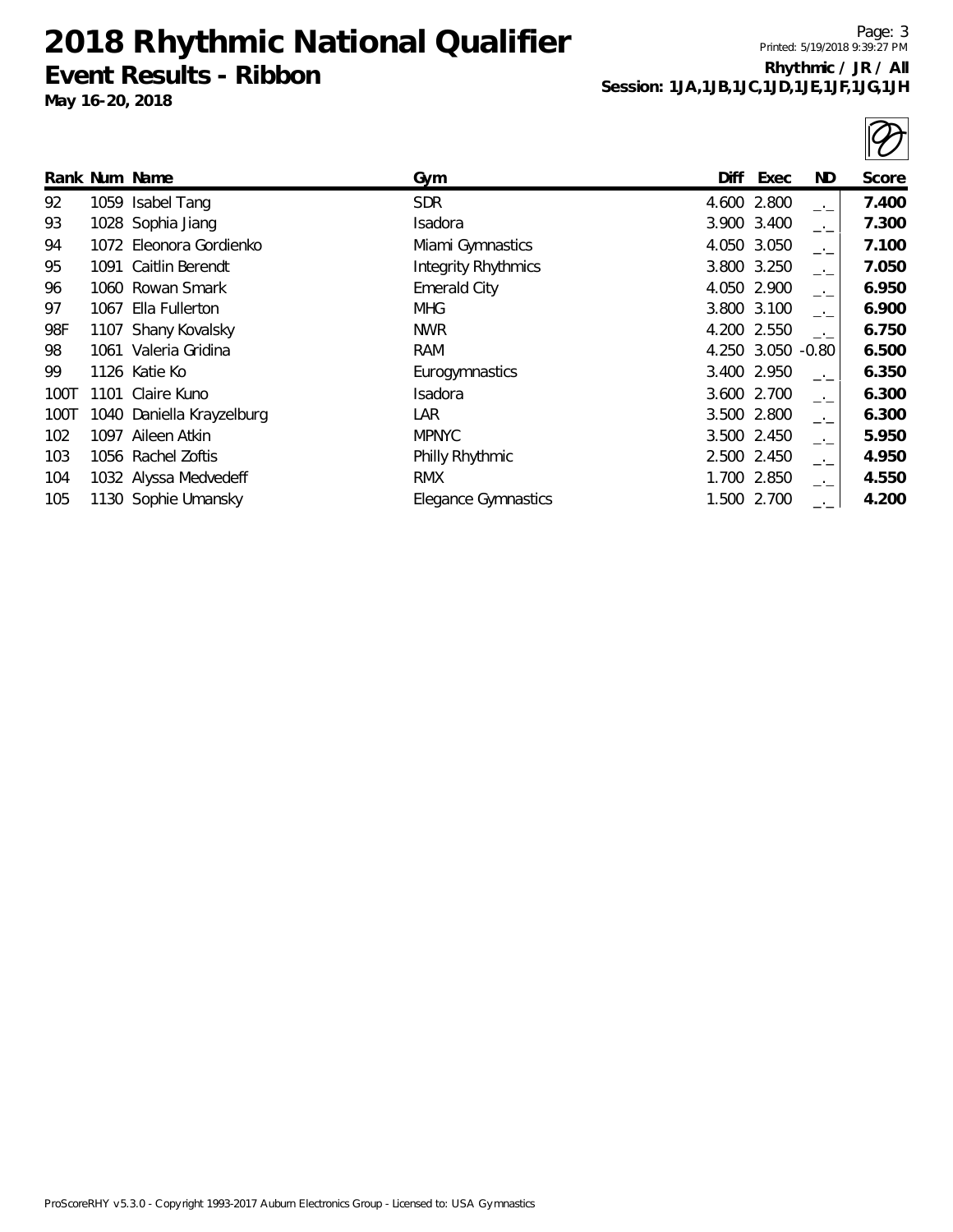# 2018 Rhythmic National Qualifier

## Event Results - Ribbon

**May 16-20, 2018**

Printed: 5/19/2018 9:39:27 PM

**Rhythmic / JR / All**

**Session: 1JA,1JB,1JC,1JD,1JE,1JF,1JG,1JH**

| Rank | Num | Name | Gym | Diff | Exec | ND | Score |
|---|---|---|---|---|---|---|---|
| 92 | 1059 | Isabel Tang | SDR | 4.600 | 2.800 | _._ | **7.400** |
| 93 | 1028 | Sophia Jiang | Isadora | 3.900 | 3.400 | _._ | **7.300** |
| 94 | 1072 | Eleonora Gordienko | Miami Gymnastics | 4.050 | 3.050 | _._ | **7.100** |
| 95 | 1091 | Caitlin Berendt | Integrity Rhythmics | 3.800 | 3.250 | _._ | **7.050** |
| 96 | 1060 | Rowan Smark | Emerald City | 4.050 | 2.900 | _._ | **6.950** |
| 97 | 1067 | Ella Fullerton | MHG | 3.800 | 3.100 | _._ | **6.900** |
| 98F | 1107 | Shany Kovalsky | NWR | 4.200 | 2.550 | _._ | **6.750** |
| 98 | 1061 | Valeria Gridina | RAM | 4.250 | 3.050 | -0.80 | **6.500** |
| 99 | 1126 | Katie Ko | Eurogymnastics | 3.400 | 2.950 | _._ | **6.350** |
| 100T | 1101 | Claire Kuno | Isadora | 3.600 | 2.700 | _._ | **6.300** |
| 100T | 1040 | Daniella Krayzelburg | LAR | 3.500 | 2.800 | _._ | **6.300** |
| 102 | 1097 | Aileen Atkin | MPNYC | 3.500 | 2.450 | _._ | **5.950** |
| 103 | 1056 | Rachel Zoftis | Philly Rhythmic | 2.500 | 2.450 | _._ | **4.950** |
| 104 | 1032 | Alyssa Medvedeff | RMX | 1.700 | 2.850 | _._ | **4.550** |
| 105 | 1130 | Sophie Umansky | Elegance Gymnastics | 1.500 | 2.700 | _._ | **4.200** |

ProScoreRHY v5.3.0 - Copyright 1993-2017 Auburn Electronics Group - Licensed to: USA Gymnastics